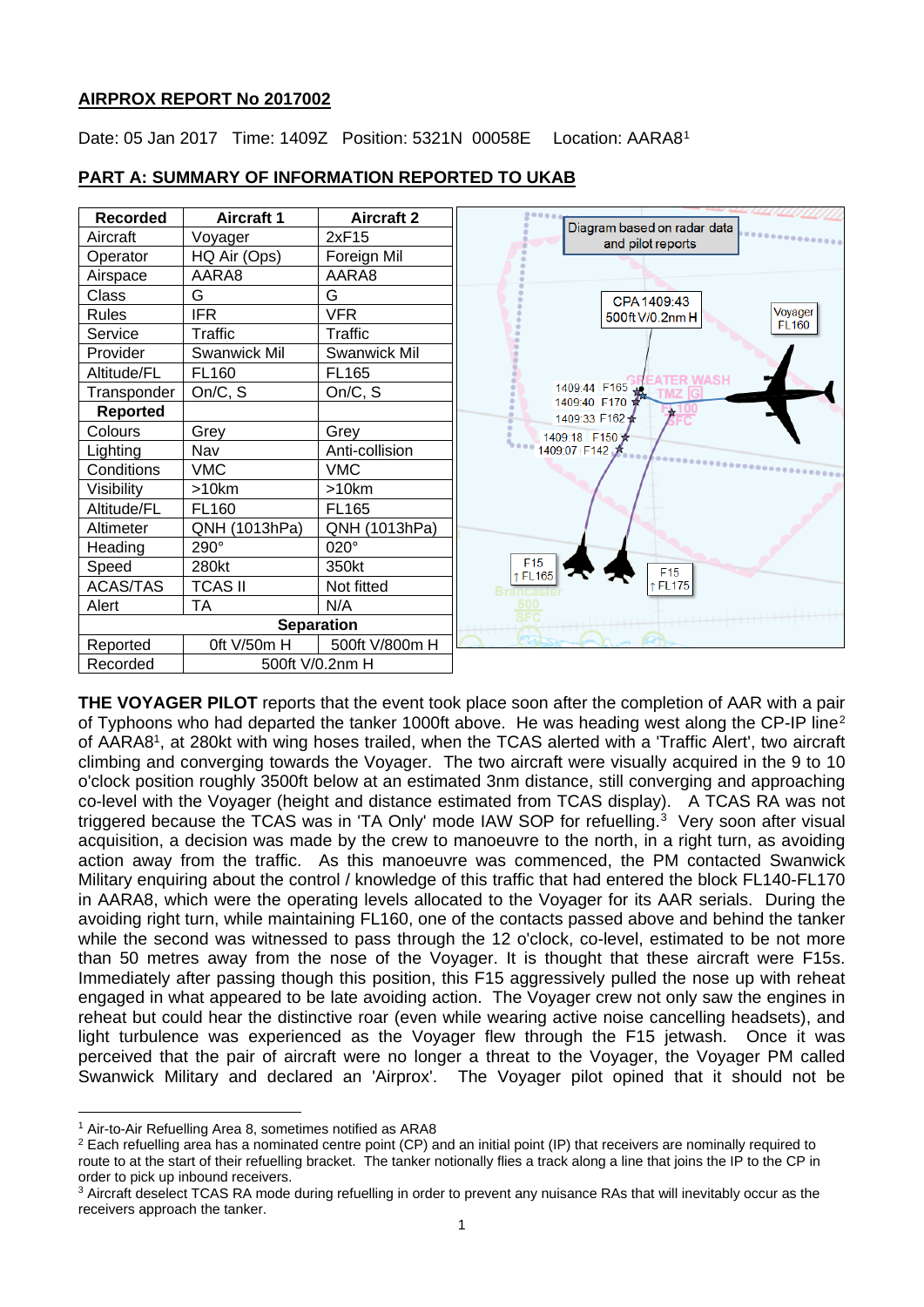## AIRPROX REPORT No 2017002

Date: 05 Jan 2017 Time: 1409Z Position: 5321N 00058E Location: AARA8[1]

### PART A: SUMMARY OF INFORMATION REPORTED TO UKAB

| Recorded | Aircraft 1 | Aircraft 2 |
|---|---|---|
| Aircraft | Voyager | 2xF15 |
| Operator | HQ Air (Ops) | Foreign Mil |
| Airspace | AARA8 | AARA8 |
| Class | G | G |
| Rules | IFR | VFR |
| Service | Traffic | Traffic |
| Provider | Swanwick Mil | Swanwick Mil |
| Altitude/FL | FL160 | FL165 |
| Transponder | On/C, S | On/C, S |
| **Reported** | | |
| Colours | Grey | Grey |
| Lighting | Nav | Anti-collision |
| Conditions | VMC | VMC |
| Visibility | >10km | >10km |
| Altitude/FL | FL160 | FL165 |
| Altimeter | QNH (1013hPa) | QNH (1013hPa) |
| Heading | 290° | 020° |
| Speed | 280kt | 350kt |
| ACAS/TAS | TCAS II | Not fitted |
| Alert | TA | N/A |
| **Separation** | | |
| Reported | 0ft V/50m H | 500ft V/800m H |
| Recorded | 500ft V/0.2nm H | |

Diagram based on radar data and pilot reports

**THE VOYAGER PILOT** reports that the event took place soon after the completion of AAR with a pair of Typhoons who had departed the tanker 1000ft above. He was heading west along the CP-IP line[2] of AARA8[1], at 280kt with wing hoses trailed, when the TCAS alerted with a 'Traffic Alert', two aircraft climbing and converging towards the Voyager. The two aircraft were visually acquired in the 9 to 10 o'clock position roughly 3500ft below at an estimated 3nm distance, still converging and approaching co-level with the Voyager (height and distance estimated from TCAS display). A TCAS RA was not triggered because the TCAS was in 'TA Only' mode IAW SOP for refuelling.[3] Very soon after visual acquisition, a decision was made by the crew to manoeuvre to the north, in a right turn, as avoiding action away from the traffic. As this manoeuvre was commenced, the PM contacted Swanwick Military enquiring about the control / knowledge of this traffic that had entered the block FL140-FL170 in AARA8, which were the operating levels allocated to the Voyager for its AAR serials. During the avoiding right turn, while maintaining FL160, one of the contacts passed above and behind the tanker while the second was witnessed to pass through the 12 o'clock, co-level, estimated to be not more than 50 metres away from the nose of the Voyager. It is thought that these aircraft were F15s. Immediately after passing though this position, this F15 aggressively pulled the nose up with reheat engaged in what appeared to be late avoiding action. The Voyager crew not only saw the engines in reheat but could hear the distinctive roar (even while wearing active noise cancelling headsets), and light turbulence was experienced as the Voyager flew through the F15 jetwash. Once it was perceived that the pair of aircraft were no longer a threat to the Voyager, the Voyager PM called Swanwick Military and declared an 'Airprox'. The Voyager pilot opined that it should not be

---

[1] Air-to-Air Refuelling Area 8, sometimes notified as ARA8

[2] Each refuelling area has a nominated centre point (CP) and an initial point (IP) that receivers are nominally required to route to at the start of their refuelling bracket. The tanker notionally flies a track along a line that joins the IP to the CP in order to pick up inbound receivers.

[3] Aircraft deselect TCAS RA mode during refuelling in order to prevent any nuisance RAs that will inevitably occur as the receivers approach the tanker.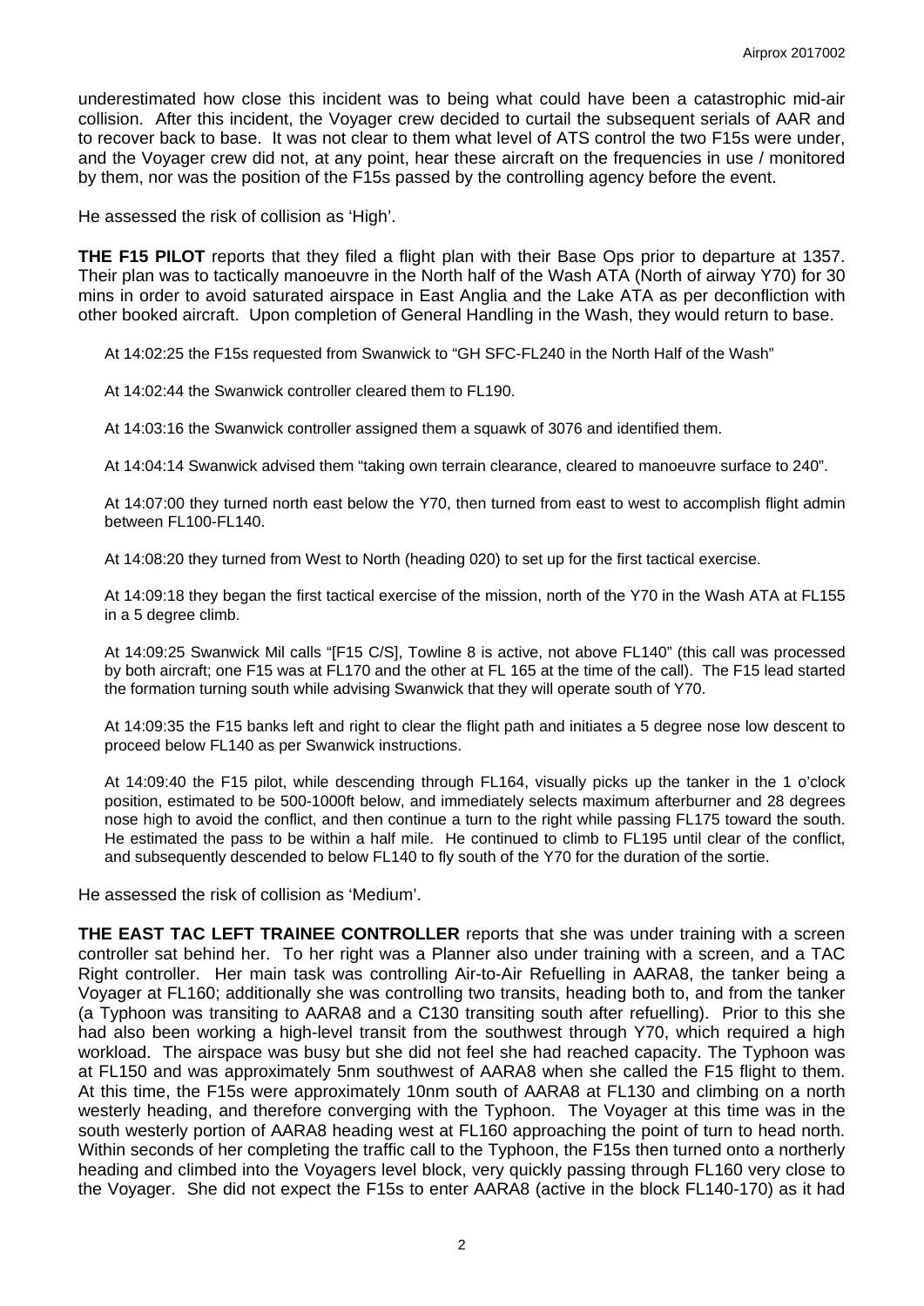underestimated how close this incident was to being what could have been a catastrophic mid-air collision. After this incident, the Voyager crew decided to curtail the subsequent serials of AAR and to recover back to base. It was not clear to them what level of ATS control the two F15s were under, and the Voyager crew did not, at any point, hear these aircraft on the frequencies in use / monitored by them, nor was the position of the F15s passed by the controlling agency before the event.

He assessed the risk of collision as 'High'.

**THE F15 PILOT** reports that they filed a flight plan with their Base Ops prior to departure at 1357. Their plan was to tactically manoeuvre in the North half of the Wash ATA (North of airway Y70) for 30 mins in order to avoid saturated airspace in East Anglia and the Lake ATA as per deconfliction with other booked aircraft. Upon completion of General Handling in the Wash, they would return to base.

> At 14:02:25 the F15s requested from Swanwick to "GH SFC-FL240 in the North Half of the Wash"
>
> At 14:02:44 the Swanwick controller cleared them to FL190.
>
> At 14:03:16 the Swanwick controller assigned them a squawk of 3076 and identified them.
>
> At 14:04:14 Swanwick advised them "taking own terrain clearance, cleared to manoeuvre surface to 240".
>
> At 14:07:00 they turned north east below the Y70, then turned from east to west to accomplish flight admin between FL100-FL140.
>
> At 14:08:20 they turned from West to North (heading 020) to set up for the first tactical exercise.
>
> At 14:09:18 they began the first tactical exercise of the mission, north of the Y70 in the Wash ATA at FL155 in a 5 degree climb.
>
> At 14:09:25 Swanwick Mil calls "[F15 C/S], Towline 8 is active, not above FL140" (this call was processed by both aircraft; one F15 was at FL170 and the other at FL 165 at the time of the call). The F15 lead started the formation turning south while advising Swanwick that they will operate south of Y70.
>
> At 14:09:35 the F15 banks left and right to clear the flight path and initiates a 5 degree nose low descent to proceed below FL140 as per Swanwick instructions.
>
> At 14:09:40 the F15 pilot, while descending through FL164, visually picks up the tanker in the 1 o'clock position, estimated to be 500-1000ft below, and immediately selects maximum afterburner and 28 degrees nose high to avoid the conflict, and then continue a turn to the right while passing FL175 toward the south. He estimated the pass to be within a half mile. He continued to climb to FL195 until clear of the conflict, and subsequently descended to below FL140 to fly south of the Y70 for the duration of the sortie.

He assessed the risk of collision as 'Medium'.

**THE EAST TAC LEFT TRAINEE CONTROLLER** reports that she was under training with a screen controller sat behind her. To her right was a Planner also under training with a screen, and a TAC Right controller. Her main task was controlling Air-to-Air Refuelling in AARA8, the tanker being a Voyager at FL160; additionally she was controlling two transits, heading both to, and from the tanker (a Typhoon was transiting to AARA8 and a C130 transiting south after refuelling). Prior to this she had also been working a high-level transit from the southwest through Y70, which required a high workload. The airspace was busy but she did not feel she had reached capacity. The Typhoon was at FL150 and was approximately 5nm southwest of AARA8 when she called the F15 flight to them. At this time, the F15s were approximately 10nm south of AARA8 at FL130 and climbing on a north westerly heading, and therefore converging with the Typhoon. The Voyager at this time was in the south westerly portion of AARA8 heading west at FL160 approaching the point of turn to head north. Within seconds of her completing the traffic call to the Typhoon, the F15s then turned onto a northerly heading and climbed into the Voyagers level block, very quickly passing through FL160 very close to the Voyager. She did not expect the F15s to enter AARA8 (active in the block FL140-170) as it had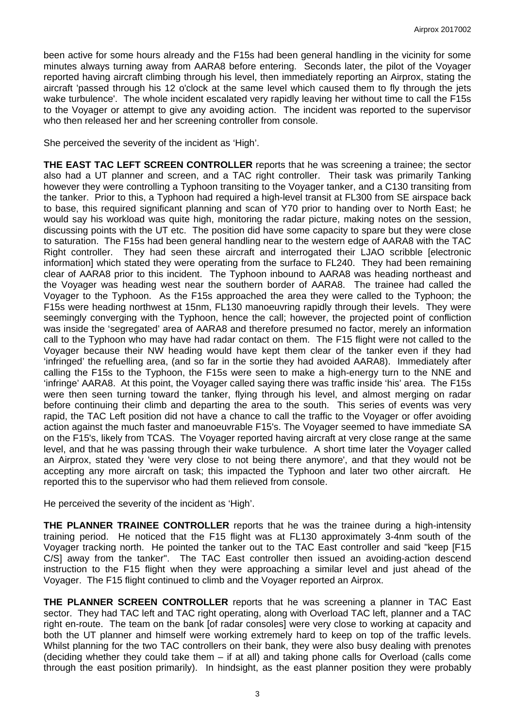been active for some hours already and the F15s had been general handling in the vicinity for some minutes always turning away from AARA8 before entering. Seconds later, the pilot of the Voyager reported having aircraft climbing through his level, then immediately reporting an Airprox, stating the aircraft 'passed through his 12 o'clock at the same level which caused them to fly through the jets wake turbulence'. The whole incident escalated very rapidly leaving her without time to call the F15s to the Voyager or attempt to give any avoiding action. The incident was reported to the supervisor who then released her and her screening controller from console.

She perceived the severity of the incident as 'High'.

**THE EAST TAC LEFT SCREEN CONTROLLER** reports that he was screening a trainee; the sector also had a UT planner and screen, and a TAC right controller. Their task was primarily Tanking however they were controlling a Typhoon transiting to the Voyager tanker, and a C130 transiting from the tanker. Prior to this, a Typhoon had required a high-level transit at FL300 from SE airspace back to base, this required significant planning and scan of Y70 prior to handing over to North East; he would say his workload was quite high, monitoring the radar picture, making notes on the session, discussing points with the UT etc. The position did have some capacity to spare but they were close to saturation. The F15s had been general handling near to the western edge of AARA8 with the TAC Right controller. They had seen these aircraft and interrogated their LJAO scribble [electronic information] which stated they were operating from the surface to FL240. They had been remaining clear of AARA8 prior to this incident. The Typhoon inbound to AARA8 was heading northeast and the Voyager was heading west near the southern border of AARA8. The trainee had called the Voyager to the Typhoon. As the F15s approached the area they were called to the Typhoon; the F15s were heading northwest at 15nm, FL130 manoeuvring rapidly through their levels. They were seemingly converging with the Typhoon, hence the call; however, the projected point of confliction was inside the 'segregated' area of AARA8 and therefore presumed no factor, merely an information call to the Typhoon who may have had radar contact on them. The F15 flight were not called to the Voyager because their NW heading would have kept them clear of the tanker even if they had 'infringed' the refuelling area, (and so far in the sortie they had avoided AARA8). Immediately after calling the F15s to the Typhoon, the F15s were seen to make a high-energy turn to the NNE and 'infringe' AARA8. At this point, the Voyager called saying there was traffic inside 'his' area. The F15s were then seen turning toward the tanker, flying through his level, and almost merging on radar before continuing their climb and departing the area to the south. This series of events was very rapid, the TAC Left position did not have a chance to call the traffic to the Voyager or offer avoiding action against the much faster and manoeuvrable F15's. The Voyager seemed to have immediate SA on the F15's, likely from TCAS. The Voyager reported having aircraft at very close range at the same level, and that he was passing through their wake turbulence. A short time later the Voyager called an Airprox, stated they 'were very close to not being there anymore', and that they would not be accepting any more aircraft on task; this impacted the Typhoon and later two other aircraft. He reported this to the supervisor who had them relieved from console.

He perceived the severity of the incident as 'High'.

**THE PLANNER TRAINEE CONTROLLER** reports that he was the trainee during a high-intensity training period. He noticed that the F15 flight was at FL130 approximately 3-4nm south of the Voyager tracking north. He pointed the tanker out to the TAC East controller and said "keep [F15 C/S] away from the tanker". The TAC East controller then issued an avoiding-action descend instruction to the F15 flight when they were approaching a similar level and just ahead of the Voyager. The F15 flight continued to climb and the Voyager reported an Airprox.

**THE PLANNER SCREEN CONTROLLER** reports that he was screening a planner in TAC East sector. They had TAC left and TAC right operating, along with Overload TAC left, planner and a TAC right en-route. The team on the bank [of radar consoles] were very close to working at capacity and both the UT planner and himself were working extremely hard to keep on top of the traffic levels. Whilst planning for the two TAC controllers on their bank, they were also busy dealing with prenotes (deciding whether they could take them – if at all) and taking phone calls for Overload (calls come through the east position primarily). In hindsight, as the east planner position they were probably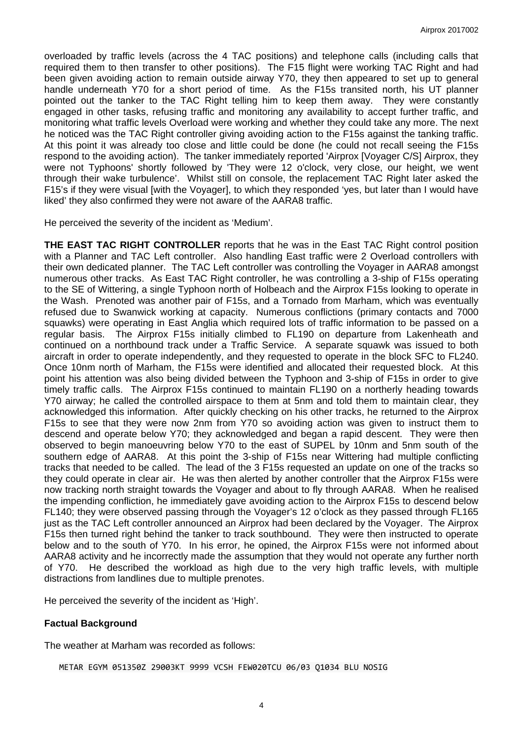overloaded by traffic levels (across the 4 TAC positions) and telephone calls (including calls that required them to then transfer to other positions). The F15 flight were working TAC Right and had been given avoiding action to remain outside airway Y70, they then appeared to set up to general handle underneath Y70 for a short period of time. As the F15s transited north, his UT planner pointed out the tanker to the TAC Right telling him to keep them away. They were constantly engaged in other tasks, refusing traffic and monitoring any availability to accept further traffic, and monitoring what traffic levels Overload were working and whether they could take any more. The next he noticed was the TAC Right controller giving avoiding action to the F15s against the tanking traffic. At this point it was already too close and little could be done (he could not recall seeing the F15s respond to the avoiding action). The tanker immediately reported 'Airprox [Voyager C/S] Airprox, they were not Typhoons' shortly followed by 'They were 12 o'clock, very close, our height, we went through their wake turbulence'. Whilst still on console, the replacement TAC Right later asked the F15's if they were visual [with the Voyager], to which they responded 'yes, but later than I would have liked' they also confirmed they were not aware of the AARA8 traffic.

He perceived the severity of the incident as 'Medium'.

**THE EAST TAC RIGHT CONTROLLER** reports that he was in the East TAC Right control position with a Planner and TAC Left controller. Also handling East traffic were 2 Overload controllers with their own dedicated planner. The TAC Left controller was controlling the Voyager in AARA8 amongst numerous other tracks. As East TAC Right controller, he was controlling a 3-ship of F15s operating to the SE of Wittering, a single Typhoon north of Holbeach and the Airprox F15s looking to operate in the Wash. Prenoted was another pair of F15s, and a Tornado from Marham, which was eventually refused due to Swanwick working at capacity. Numerous conflictions (primary contacts and 7000 squawks) were operating in East Anglia which required lots of traffic information to be passed on a regular basis. The Airprox F15s initially climbed to FL190 on departure from Lakenheath and continued on a northbound track under a Traffic Service. A separate squawk was issued to both aircraft in order to operate independently, and they requested to operate in the block SFC to FL240. Once 10nm north of Marham, the F15s were identified and allocated their requested block. At this point his attention was also being divided between the Typhoon and 3-ship of F15s in order to give timely traffic calls. The Airprox F15s continued to maintain FL190 on a northerly heading towards Y70 airway; he called the controlled airspace to them at 5nm and told them to maintain clear, they acknowledged this information. After quickly checking on his other tracks, he returned to the Airprox F15s to see that they were now 2nm from Y70 so avoiding action was given to instruct them to descend and operate below Y70; they acknowledged and began a rapid descent. They were then observed to begin manoeuvring below Y70 to the east of SUPEL by 10nm and 5nm south of the southern edge of AARA8. At this point the 3-ship of F15s near Wittering had multiple conflicting tracks that needed to be called. The lead of the 3 F15s requested an update on one of the tracks so they could operate in clear air. He was then alerted by another controller that the Airprox F15s were now tracking north straight towards the Voyager and about to fly through AARA8. When he realised the impending confliction, he immediately gave avoiding action to the Airprox F15s to descend below FL140; they were observed passing through the Voyager's 12 o'clock as they passed through FL165 just as the TAC Left controller announced an Airprox had been declared by the Voyager. The Airprox F15s then turned right behind the tanker to track southbound. They were then instructed to operate below and to the south of Y70. In his error, he opined, the Airprox F15s were not informed about AARA8 activity and he incorrectly made the assumption that they would not operate any further north of Y70. He described the workload as high due to the very high traffic levels, with multiple distractions from landlines due to multiple prenotes.

He perceived the severity of the incident as 'High'.

### Factual Background

The weather at Marham was recorded as follows:

```
METAR EGYM 051350Z 29003KT 9999 VCSH FEW020TCU 06/03 Q1034 BLU NOSIG
```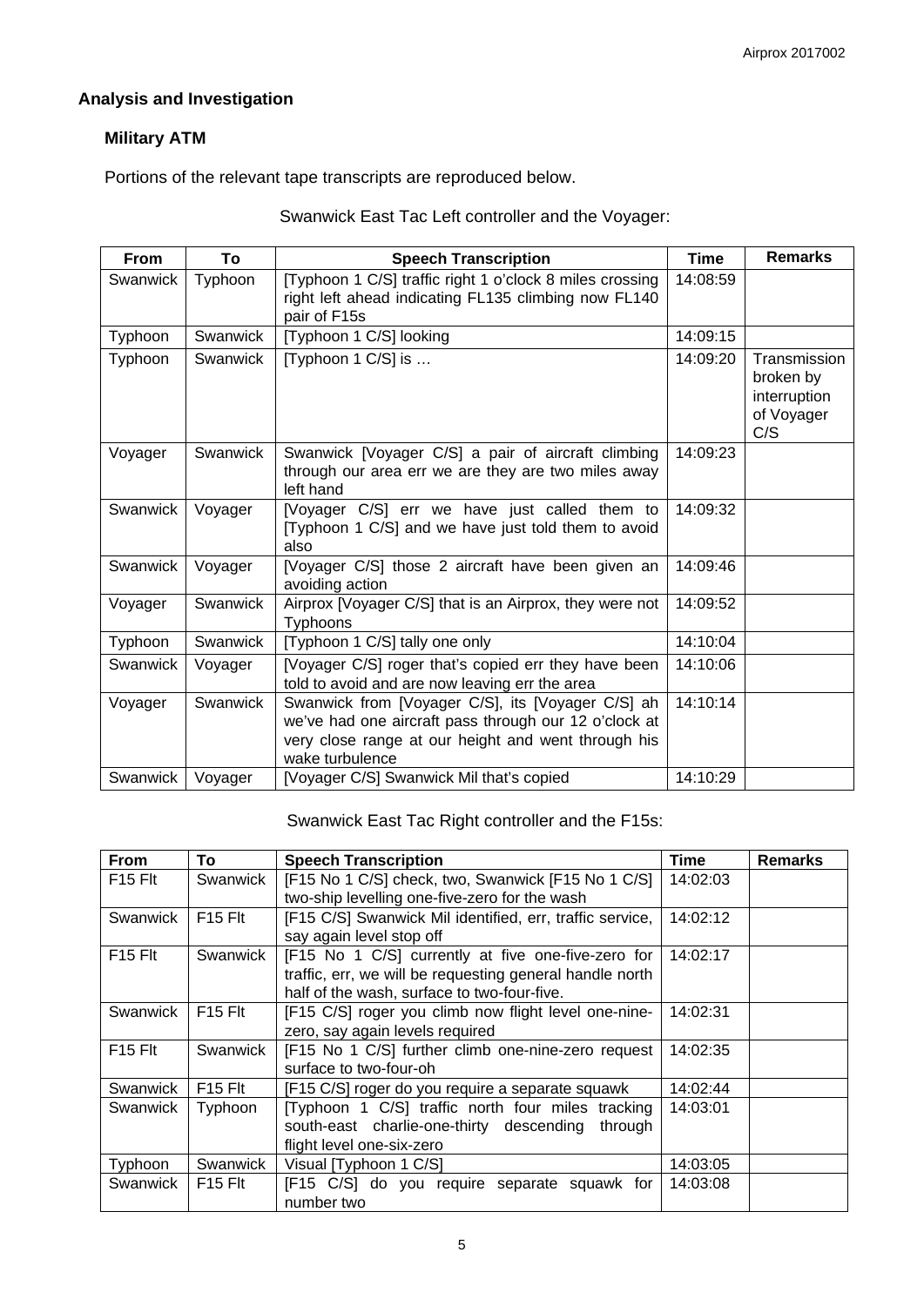## Analysis and Investigation

### Military ATM

Portions of the relevant tape transcripts are reproduced below.

Swanwick East Tac Left controller and the Voyager:

| From | To | Speech Transcription | Time | Remarks |
|---|---|---|---|---|
| Swanwick | Typhoon | [Typhoon 1 C/S] traffic right 1 o'clock 8 miles crossing right left ahead indicating FL135 climbing now FL140 pair of F15s | 14:08:59 | |
| Typhoon | Swanwick | [Typhoon 1 C/S] looking | 14:09:15 | |
| Typhoon | Swanwick | [Typhoon 1 C/S] is … | 14:09:20 | Transmission broken by interruption of Voyager C/S |
| Voyager | Swanwick | Swanwick [Voyager C/S] a pair of aircraft climbing through our area err we are they are two miles away left hand | 14:09:23 | |
| Swanwick | Voyager | [Voyager C/S] err we have just called them to [Typhoon 1 C/S] and we have just told them to avoid also | 14:09:32 | |
| Swanwick | Voyager | [Voyager C/S] those 2 aircraft have been given an avoiding action | 14:09:46 | |
| Voyager | Swanwick | Airprox [Voyager C/S] that is an Airprox, they were not Typhoons | 14:09:52 | |
| Typhoon | Swanwick | [Typhoon 1 C/S] tally one only | 14:10:04 | |
| Swanwick | Voyager | [Voyager C/S] roger that's copied err they have been told to avoid and are now leaving err the area | 14:10:06 | |
| Voyager | Swanwick | Swanwick from [Voyager C/S], its [Voyager C/S] ah we've had one aircraft pass through our 12 o'clock at very close range at our height and went through his wake turbulence | 14:10:14 | |
| Swanwick | Voyager | [Voyager C/S] Swanwick Mil that's copied | 14:10:29 | |

Swanwick East Tac Right controller and the F15s:

| From | To | Speech Transcription | Time | Remarks |
|---|---|---|---|---|
| F15 Flt | Swanwick | [F15 No 1 C/S] check, two, Swanwick [F15 No 1 C/S] two-ship levelling one-five-zero for the wash | 14:02:03 | |
| Swanwick | F15 Flt | [F15 C/S] Swanwick Mil identified, err, traffic service, say again level stop off | 14:02:12 | |
| F15 Flt | Swanwick | [F15 No 1 C/S] currently at five one-five-zero for traffic, err, we will be requesting general handle north half of the wash, surface to two-four-five. | 14:02:17 | |
| Swanwick | F15 Flt | [F15 C/S] roger you climb now flight level one-nine-zero, say again levels required | 14:02:31 | |
| F15 Flt | Swanwick | [F15 No 1 C/S] further climb one-nine-zero request surface to two-four-oh | 14:02:35 | |
| Swanwick | F15 Flt | [F15 C/S] roger do you require a separate squawk | 14:02:44 | |
| Swanwick | Typhoon | [Typhoon 1 C/S] traffic north four miles tracking south-east charlie-one-thirty descending through flight level one-six-zero | 14:03:01 | |
| Typhoon | Swanwick | Visual [Typhoon 1 C/S] | 14:03:05 | |
| Swanwick | F15 Flt | [F15 C/S] do you require separate squawk for number two | 14:03:08 | |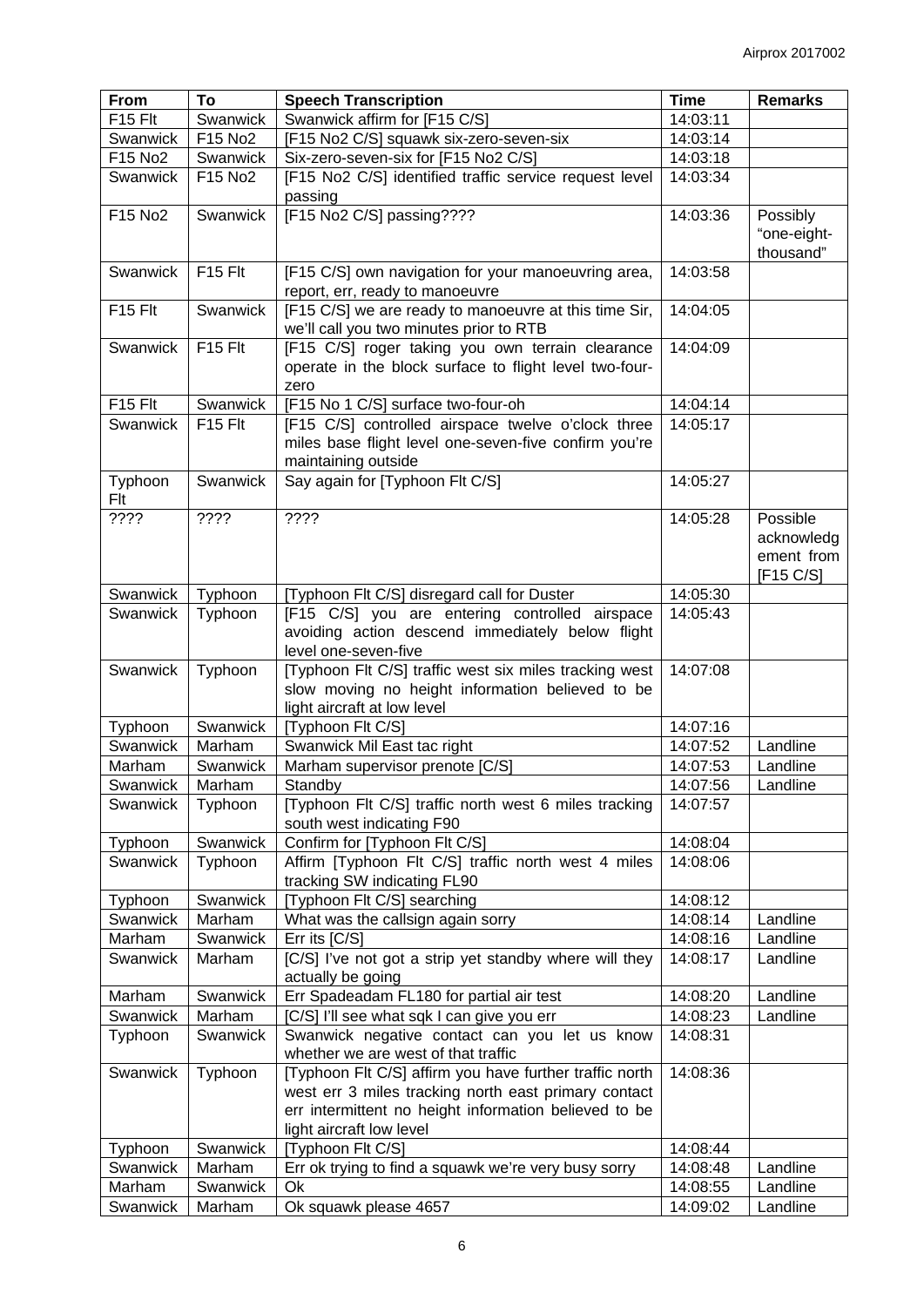| From | To | Speech Transcription | Time | Remarks |
|---|---|---|---|---|
| F15 Flt | Swanwick | Swanwick affirm for [F15 C/S] | 14:03:11 | |
| Swanwick | F15 No2 | [F15 No2 C/S] squawk six-zero-seven-six | 14:03:14 | |
| F15 No2 | Swanwick | Six-zero-seven-six for [F15 No2 C/S] | 14:03:18 | |
| Swanwick | F15 No2 | [F15 No2 C/S] identified traffic service request level passing | 14:03:34 | |
| F15 No2 | Swanwick | [F15 No2 C/S] passing???? | 14:03:36 | Possibly "one-eight-thousand" |
| Swanwick | F15 Flt | [F15 C/S] own navigation for your manoeuvring area, report, err, ready to manoeuvre | 14:03:58 | |
| F15 Flt | Swanwick | [F15 C/S] we are ready to manoeuvre at this time Sir, we'll call you two minutes prior to RTB | 14:04:05 | |
| Swanwick | F15 Flt | [F15 C/S] roger taking you own terrain clearance operate in the block surface to flight level two-four-zero | 14:04:09 | |
| F15 Flt | Swanwick | [F15 No 1 C/S] surface two-four-oh | 14:04:14 | |
| Swanwick | F15 Flt | [F15 C/S] controlled airspace twelve o'clock three miles base flight level one-seven-five confirm you're maintaining outside | 14:05:17 | |
| Typhoon Flt | Swanwick | Say again for [Typhoon Flt C/S] | 14:05:27 | |
| ???? | ???? | ???? | 14:05:28 | Possible acknowledgement from [F15 C/S] |
| Swanwick | Typhoon | [Typhoon Flt C/S] disregard call for Duster | 14:05:30 | |
| Swanwick | Typhoon | [F15 C/S] you are entering controlled airspace avoiding action descend immediately below flight level one-seven-five | 14:05:43 | |
| Swanwick | Typhoon | [Typhoon Flt C/S] traffic west six miles tracking west slow moving no height information believed to be light aircraft at low level | 14:07:08 | |
| Typhoon | Swanwick | [Typhoon Flt C/S] | 14:07:16 | |
| Swanwick | Marham | Swanwick Mil East tac right | 14:07:52 | Landline |
| Marham | Swanwick | Marham supervisor prenote [C/S] | 14:07:53 | Landline |
| Swanwick | Marham | Standby | 14:07:56 | Landline |
| Swanwick | Typhoon | [Typhoon Flt C/S] traffic north west 6 miles tracking south west indicating F90 | 14:07:57 | |
| Typhoon | Swanwick | Confirm for [Typhoon Flt C/S] | 14:08:04 | |
| Swanwick | Typhoon | Affirm [Typhoon Flt C/S] traffic north west 4 miles tracking SW indicating FL90 | 14:08:06 | |
| Typhoon | Swanwick | [Typhoon Flt C/S] searching | 14:08:12 | |
| Swanwick | Marham | What was the callsign again sorry | 14:08:14 | Landline |
| Marham | Swanwick | Err its [C/S] | 14:08:16 | Landline |
| Swanwick | Marham | [C/S] I've not got a strip yet standby where will they actually be going | 14:08:17 | Landline |
| Marham | Swanwick | Err Spadeadam FL180 for partial air test | 14:08:20 | Landline |
| Swanwick | Marham | [C/S] I'll see what sqk I can give you err | 14:08:23 | Landline |
| Typhoon | Swanwick | Swanwick negative contact can you let us know whether we are west of that traffic | 14:08:31 | |
| Swanwick | Typhoon | [Typhoon Flt C/S] affirm you have further traffic north west err 3 miles tracking north east primary contact err intermittent no height information believed to be light aircraft low level | 14:08:36 | |
| Typhoon | Swanwick | [Typhoon Flt C/S] | 14:08:44 | |
| Swanwick | Marham | Err ok trying to find a squawk we're very busy sorry | 14:08:48 | Landline |
| Marham | Swanwick | Ok | 14:08:55 | Landline |
| Swanwick | Marham | Ok squawk please 4657 | 14:09:02 | Landline |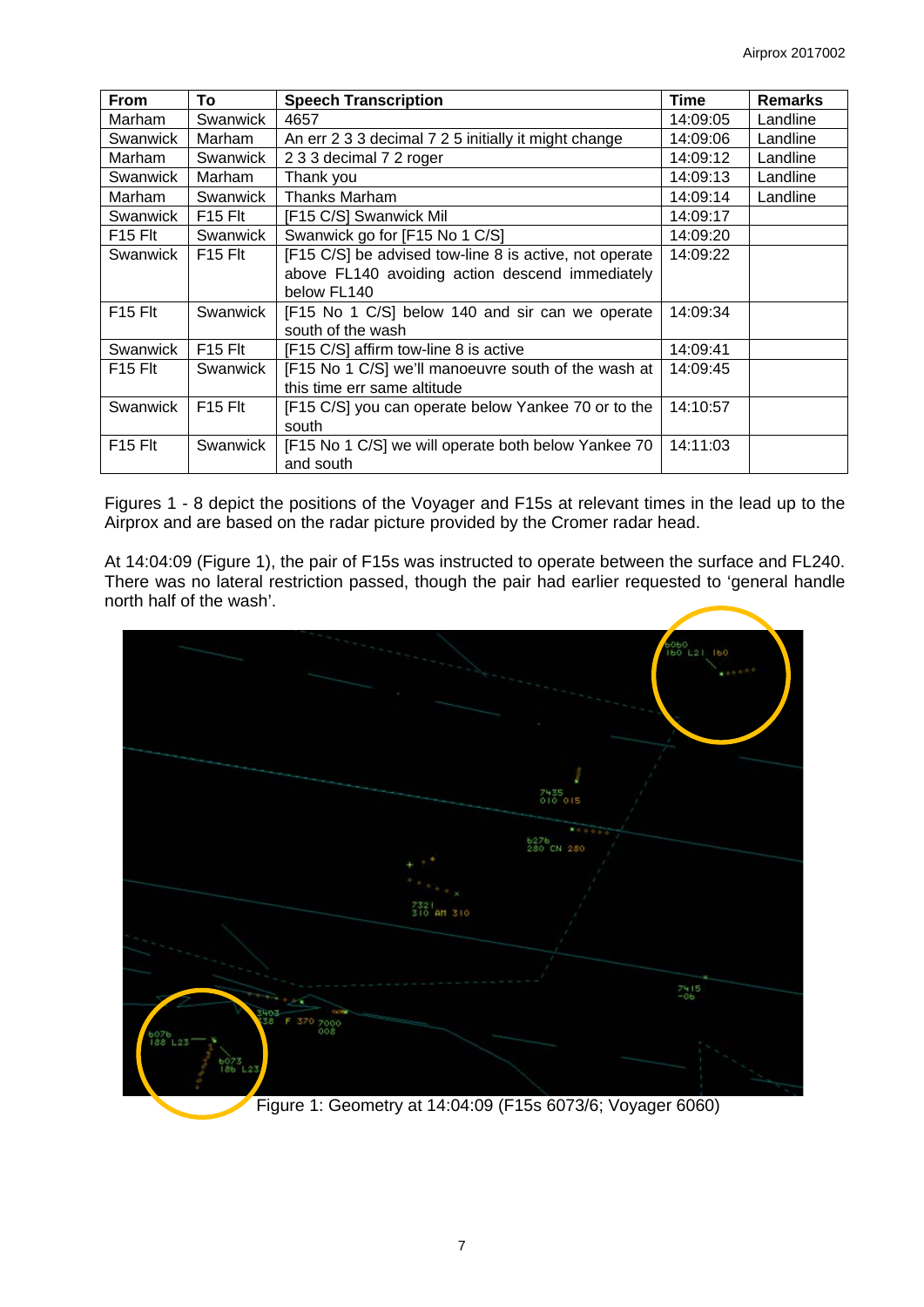| From | To | Speech Transcription | Time | Remarks |
|---|---|---|---|---|
| Marham | Swanwick | 4657 | 14:09:05 | Landline |
| Swanwick | Marham | An err 2 3 3 decimal 7 2 5 initially it might change | 14:09:06 | Landline |
| Marham | Swanwick | 2 3 3 decimal 7 2 roger | 14:09:12 | Landline |
| Swanwick | Marham | Thank you | 14:09:13 | Landline |
| Marham | Swanwick | Thanks Marham | 14:09:14 | Landline |
| Swanwick | F15 Flt | [F15 C/S] Swanwick Mil | 14:09:17 | |
| F15 Flt | Swanwick | Swanwick go for [F15 No 1 C/S] | 14:09:20 | |
| Swanwick | F15 Flt | [F15 C/S] be advised tow-line 8 is active, not operate above FL140 avoiding action descend immediately below FL140 | 14:09:22 | |
| F15 Flt | Swanwick | [F15 No 1 C/S] below 140 and sir can we operate south of the wash | 14:09:34 | |
| Swanwick | F15 Flt | [F15 C/S] affirm tow-line 8 is active | 14:09:41 | |
| F15 Flt | Swanwick | [F15 No 1 C/S] we'll manoeuvre south of the wash at this time err same altitude | 14:09:45 | |
| Swanwick | F15 Flt | [F15 C/S] you can operate below Yankee 70 or to the south | 14:10:57 | |
| F15 Flt | Swanwick | [F15 No 1 C/S] we will operate both below Yankee 70 and south | 14:11:03 | |

Figures 1 - 8 depict the positions of the Voyager and F15s at relevant times in the lead up to the Airprox and are based on the radar picture provided by the Cromer radar head.

At 14:04:09 (Figure 1), the pair of F15s was instructed to operate between the surface and FL240. There was no lateral restriction passed, though the pair had earlier requested to 'general handle north half of the wash'.

Figure 1: Geometry at 14:04:09 (F15s 6073/6; Voyager 6060)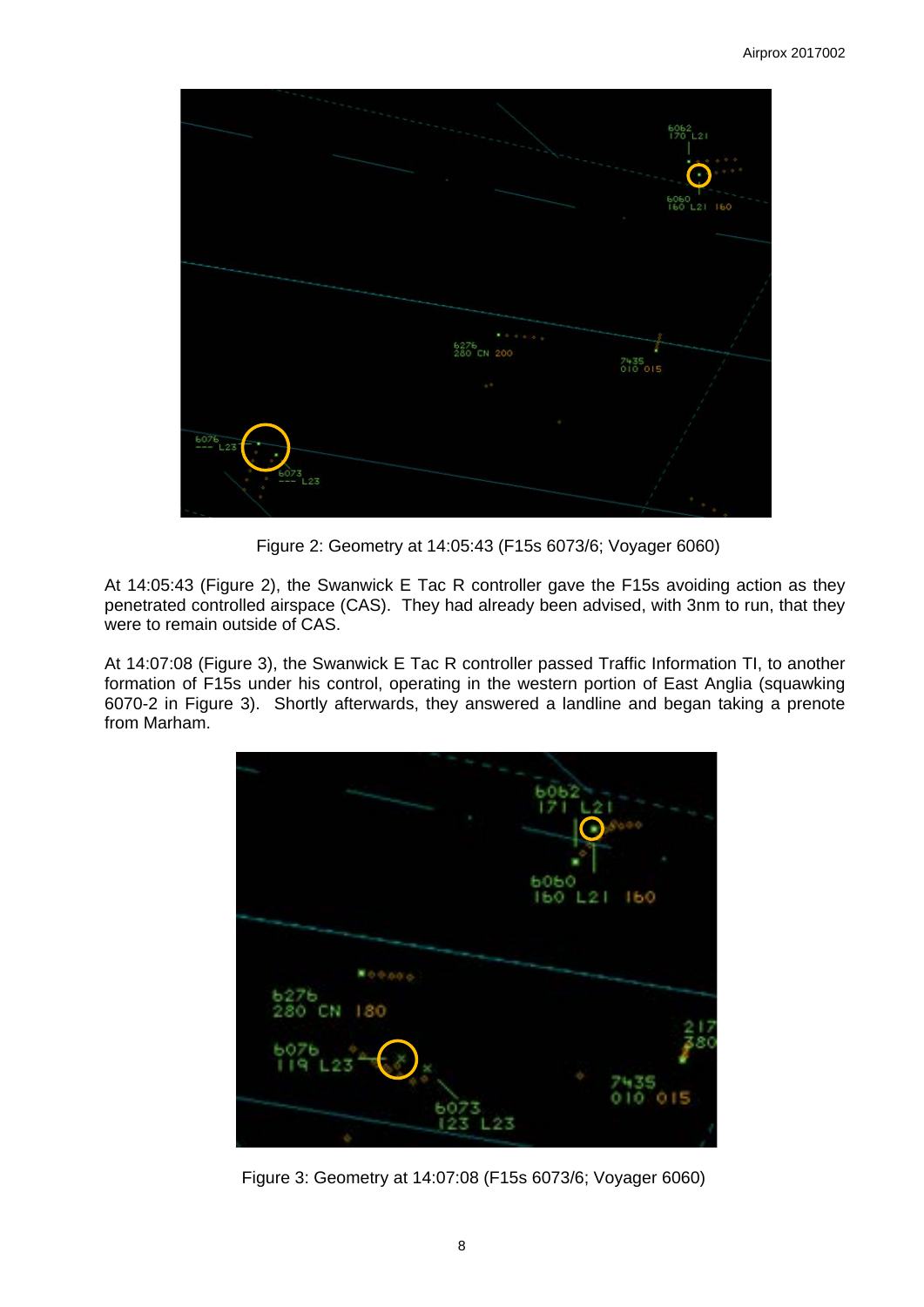Figure 2: Geometry at 14:05:43 (F15s 6073/6; Voyager 6060)

At 14:05:43 (Figure 2), the Swanwick E Tac R controller gave the F15s avoiding action as they penetrated controlled airspace (CAS). They had already been advised, with 3nm to run, that they were to remain outside of CAS.

At 14:07:08 (Figure 3), the Swanwick E Tac R controller passed Traffic Information TI, to another formation of F15s under his control, operating in the western portion of East Anglia (squawking 6070-2 in Figure 3). Shortly afterwards, they answered a landline and began taking a prenote from Marham.

Figure 3: Geometry at 14:07:08 (F15s 6073/6; Voyager 6060)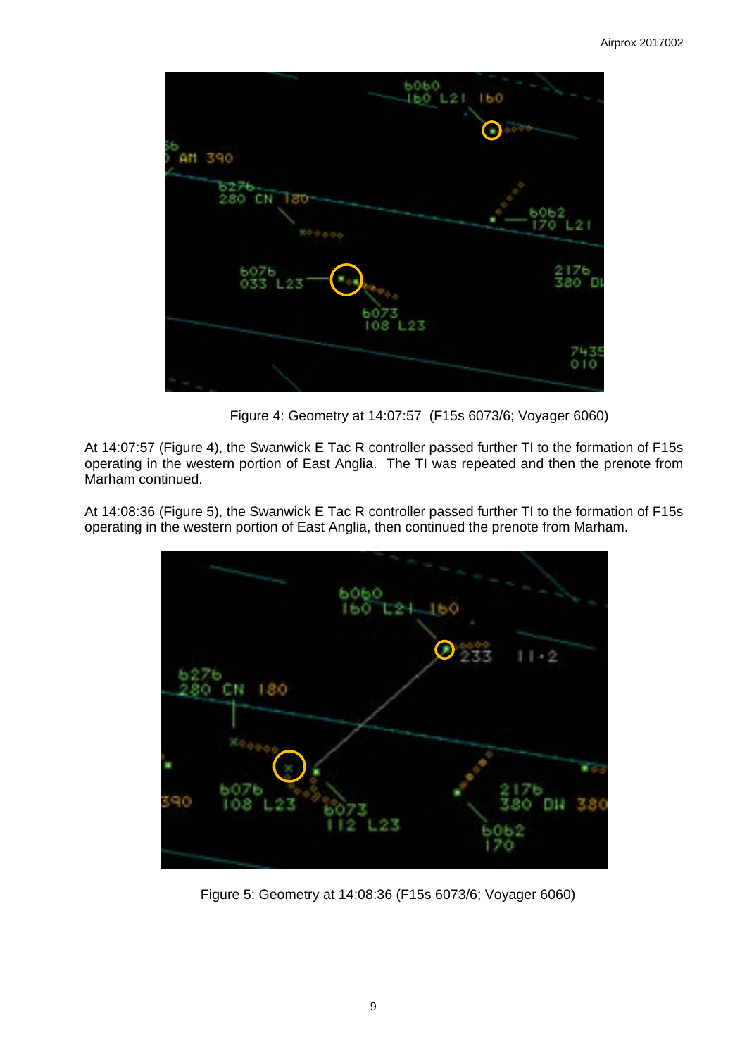Figure 4: Geometry at 14:07:57 (F15s 6073/6; Voyager 6060)

At 14:07:57 (Figure 4), the Swanwick E Tac R controller passed further TI to the formation of F15s operating in the western portion of East Anglia. The TI was repeated and then the prenote from Marham continued.

At 14:08:36 (Figure 5), the Swanwick E Tac R controller passed further TI to the formation of F15s operating in the western portion of East Anglia, then continued the prenote from Marham.

Figure 5: Geometry at 14:08:36 (F15s 6073/6; Voyager 6060)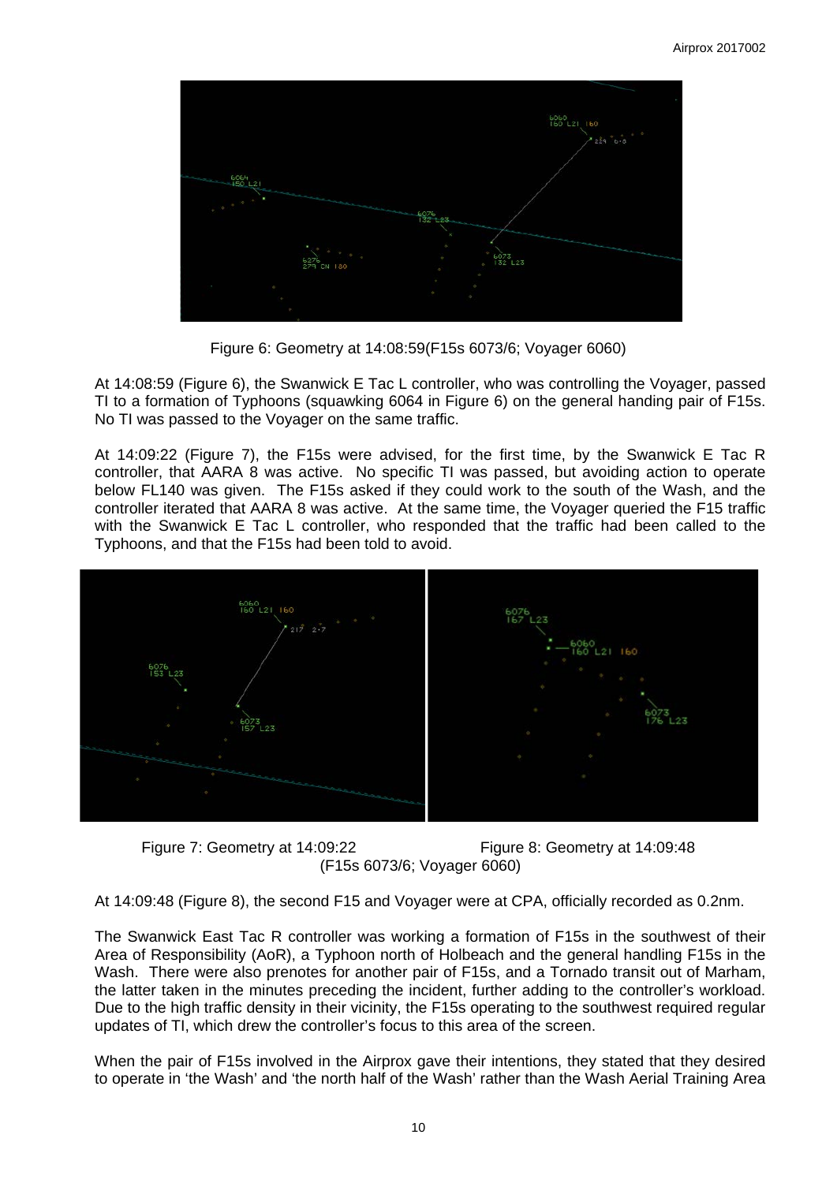Figure 6: Geometry at 14:08:59(F15s 6073/6; Voyager 6060)

At 14:08:59 (Figure 6), the Swanwick E Tac L controller, who was controlling the Voyager, passed TI to a formation of Typhoons (squawking 6064 in Figure 6) on the general handing pair of F15s. No TI was passed to the Voyager on the same traffic.

At 14:09:22 (Figure 7), the F15s were advised, for the first time, by the Swanwick E Tac R controller, that AARA 8 was active. No specific TI was passed, but avoiding action to operate below FL140 was given. The F15s asked if they could work to the south of the Wash, and the controller iterated that AARA 8 was active. At the same time, the Voyager queried the F15 traffic with the Swanwick E Tac L controller, who responded that the traffic had been called to the Typhoons, and that the F15s had been told to avoid.

Figure 7: Geometry at 14:09:22 Figure 8: Geometry at 14:09:48
(F15s 6073/6; Voyager 6060)

At 14:09:48 (Figure 8), the second F15 and Voyager were at CPA, officially recorded as 0.2nm.

The Swanwick East Tac R controller was working a formation of F15s in the southwest of their Area of Responsibility (AoR), a Typhoon north of Holbeach and the general handling F15s in the Wash. There were also prenotes for another pair of F15s, and a Tornado transit out of Marham, the latter taken in the minutes preceding the incident, further adding to the controller's workload. Due to the high traffic density in their vicinity, the F15s operating to the southwest required regular updates of TI, which drew the controller's focus to this area of the screen.

When the pair of F15s involved in the Airprox gave their intentions, they stated that they desired to operate in 'the Wash' and 'the north half of the Wash' rather than the Wash Aerial Training Area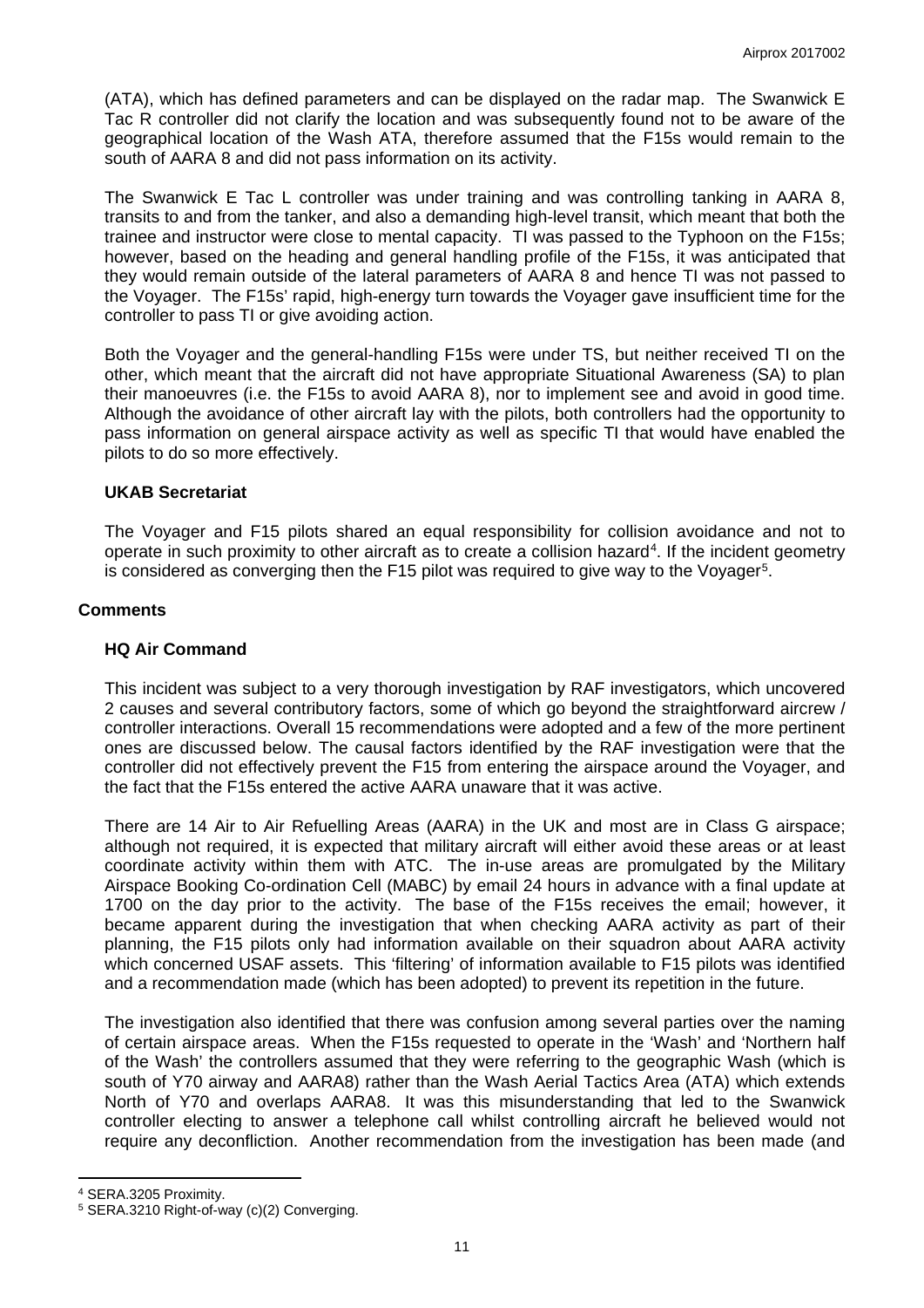(ATA), which has defined parameters and can be displayed on the radar map. The Swanwick E Tac R controller did not clarify the location and was subsequently found not to be aware of the geographical location of the Wash ATA, therefore assumed that the F15s would remain to the south of AARA 8 and did not pass information on its activity.

The Swanwick E Tac L controller was under training and was controlling tanking in AARA 8, transits to and from the tanker, and also a demanding high-level transit, which meant that both the trainee and instructor were close to mental capacity. TI was passed to the Typhoon on the F15s; however, based on the heading and general handling profile of the F15s, it was anticipated that they would remain outside of the lateral parameters of AARA 8 and hence TI was not passed to the Voyager. The F15s' rapid, high-energy turn towards the Voyager gave insufficient time for the controller to pass TI or give avoiding action.

Both the Voyager and the general-handling F15s were under TS, but neither received TI on the other, which meant that the aircraft did not have appropriate Situational Awareness (SA) to plan their manoeuvres (i.e. the F15s to avoid AARA 8), nor to implement see and avoid in good time. Although the avoidance of other aircraft lay with the pilots, both controllers had the opportunity to pass information on general airspace activity as well as specific TI that would have enabled the pilots to do so more effectively.

### UKAB Secretariat

The Voyager and F15 pilots shared an equal responsibility for collision avoidance and not to operate in such proximity to other aircraft as to create a collision hazard[4]. If the incident geometry is considered as converging then the F15 pilot was required to give way to the Voyager[5].

## Comments

### HQ Air Command

This incident was subject to a very thorough investigation by RAF investigators, which uncovered 2 causes and several contributory factors, some of which go beyond the straightforward aircrew / controller interactions. Overall 15 recommendations were adopted and a few of the more pertinent ones are discussed below. The causal factors identified by the RAF investigation were that the controller did not effectively prevent the F15 from entering the airspace around the Voyager, and the fact that the F15s entered the active AARA unaware that it was active.

There are 14 Air to Air Refuelling Areas (AARA) in the UK and most are in Class G airspace; although not required, it is expected that military aircraft will either avoid these areas or at least coordinate activity within them with ATC. The in-use areas are promulgated by the Military Airspace Booking Co-ordination Cell (MABC) by email 24 hours in advance with a final update at 1700 on the day prior to the activity. The base of the F15s receives the email; however, it became apparent during the investigation that when checking AARA activity as part of their planning, the F15 pilots only had information available on their squadron about AARA activity which concerned USAF assets. This 'filtering' of information available to F15 pilots was identified and a recommendation made (which has been adopted) to prevent its repetition in the future.

The investigation also identified that there was confusion among several parties over the naming of certain airspace areas. When the F15s requested to operate in the 'Wash' and 'Northern half of the Wash' the controllers assumed that they were referring to the geographic Wash (which is south of Y70 airway and AARA8) rather than the Wash Aerial Tactics Area (ATA) which extends North of Y70 and overlaps AARA8. It was this misunderstanding that led to the Swanwick controller electing to answer a telephone call whilst controlling aircraft he believed would not require any deconfliction. Another recommendation from the investigation has been made (and

---

[4] SERA.3205 Proximity.

[5] SERA.3210 Right-of-way (c)(2) Converging.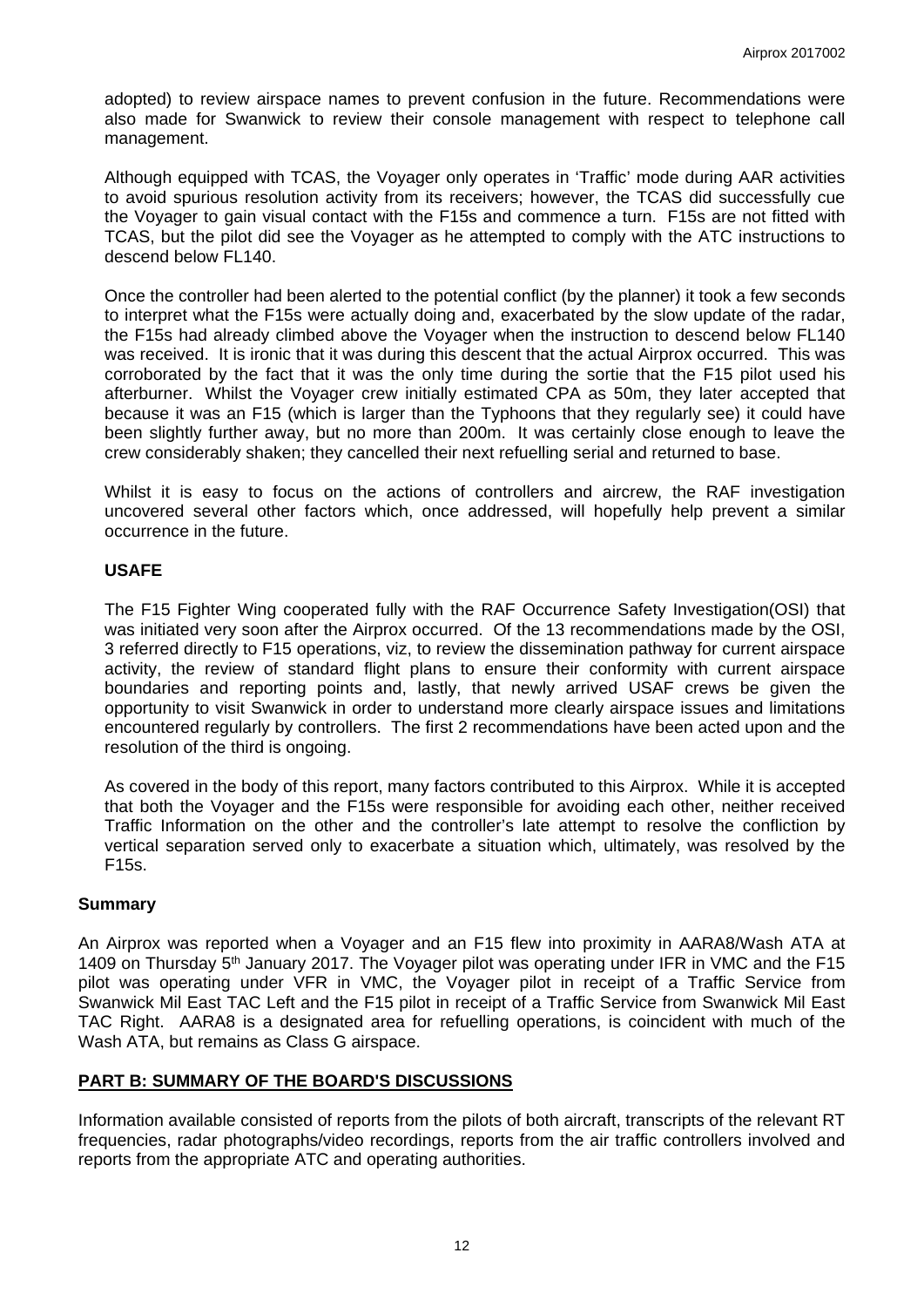adopted) to review airspace names to prevent confusion in the future. Recommendations were also made for Swanwick to review their console management with respect to telephone call management.

Although equipped with TCAS, the Voyager only operates in 'Traffic' mode during AAR activities to avoid spurious resolution activity from its receivers; however, the TCAS did successfully cue the Voyager to gain visual contact with the F15s and commence a turn. F15s are not fitted with TCAS, but the pilot did see the Voyager as he attempted to comply with the ATC instructions to descend below FL140.

Once the controller had been alerted to the potential conflict (by the planner) it took a few seconds to interpret what the F15s were actually doing and, exacerbated by the slow update of the radar, the F15s had already climbed above the Voyager when the instruction to descend below FL140 was received. It is ironic that it was during this descent that the actual Airprox occurred. This was corroborated by the fact that it was the only time during the sortie that the F15 pilot used his afterburner. Whilst the Voyager crew initially estimated CPA as 50m, they later accepted that because it was an F15 (which is larger than the Typhoons that they regularly see) it could have been slightly further away, but no more than 200m. It was certainly close enough to leave the crew considerably shaken; they cancelled their next refuelling serial and returned to base.

Whilst it is easy to focus on the actions of controllers and aircrew, the RAF investigation uncovered several other factors which, once addressed, will hopefully help prevent a similar occurrence in the future.

### USAFE

The F15 Fighter Wing cooperated fully with the RAF Occurrence Safety Investigation(OSI) that was initiated very soon after the Airprox occurred. Of the 13 recommendations made by the OSI, 3 referred directly to F15 operations, viz, to review the dissemination pathway for current airspace activity, the review of standard flight plans to ensure their conformity with current airspace boundaries and reporting points and, lastly, that newly arrived USAF crews be given the opportunity to visit Swanwick in order to understand more clearly airspace issues and limitations encountered regularly by controllers. The first 2 recommendations have been acted upon and the resolution of the third is ongoing.

As covered in the body of this report, many factors contributed to this Airprox. While it is accepted that both the Voyager and the F15s were responsible for avoiding each other, neither received Traffic Information on the other and the controller's late attempt to resolve the confliction by vertical separation served only to exacerbate a situation which, ultimately, was resolved by the F15s.

## Summary

An Airprox was reported when a Voyager and an F15 flew into proximity in AARA8/Wash ATA at 1409 on Thursday 5th January 2017. The Voyager pilot was operating under IFR in VMC and the F15 pilot was operating under VFR in VMC, the Voyager pilot in receipt of a Traffic Service from Swanwick Mil East TAC Left and the F15 pilot in receipt of a Traffic Service from Swanwick Mil East TAC Right. AARA8 is a designated area for refuelling operations, is coincident with much of the Wash ATA, but remains as Class G airspace.

## PART B: SUMMARY OF THE BOARD'S DISCUSSIONS

Information available consisted of reports from the pilots of both aircraft, transcripts of the relevant RT frequencies, radar photographs/video recordings, reports from the air traffic controllers involved and reports from the appropriate ATC and operating authorities.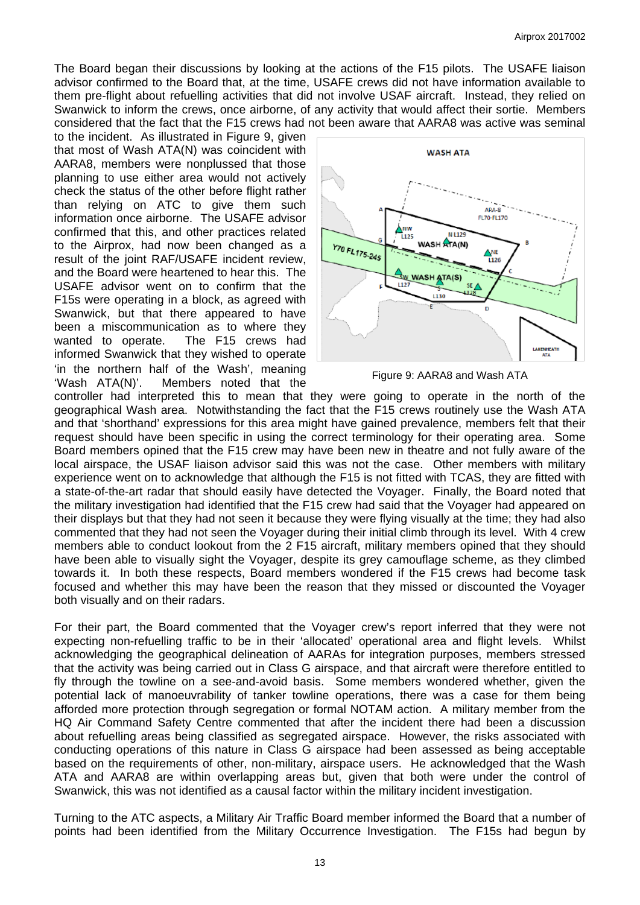The Board began their discussions by looking at the actions of the F15 pilots. The USAFE liaison advisor confirmed to the Board that, at the time, USAFE crews did not have information available to them pre-flight about refuelling activities that did not involve USAF aircraft. Instead, they relied on Swanwick to inform the crews, once airborne, of any activity that would affect their sortie. Members considered that the fact that the F15 crews had not been aware that AARA8 was active was seminal to the incident. As illustrated in Figure 9, given that most of Wash ATA(N) was coincident with AARA8, members were nonplussed that those planning to use either area would not actively check the status of the other before flight rather than relying on ATC to give them such information once airborne. The USAFE advisor confirmed that this, and other practices related to the Airprox, had now been changed as a result of the joint RAF/USAFE incident review, and the Board were heartened to hear this. The USAFE advisor went on to confirm that the F15s were operating in a block, as agreed with Swanwick, but that there appeared to have been a miscommunication as to where they wanted to operate. The F15 crews had informed Swanwick that they wished to operate 'in the northern half of the Wash', meaning 'Wash ATA(N)'. Members noted that the controller had interpreted this to mean that they were going to operate in the north of the geographical Wash area. Notwithstanding the fact that the F15 crews routinely use the Wash ATA and that 'shorthand' expressions for this area might have gained prevalence, members felt that their request should have been specific in using the correct terminology for their operating area. Some Board members opined that the F15 crew may have been new in theatre and not fully aware of the local airspace, the USAF liaison advisor said this was not the case. Other members with military experience went on to acknowledge that although the F15 is not fitted with TCAS, they are fitted with a state-of-the-art radar that should easily have detected the Voyager. Finally, the Board noted that the military investigation had identified that the F15 crew had said that the Voyager had appeared on their displays but that they had not seen it because they were flying visually at the time; they had also commented that they had not seen the Voyager during their initial climb through its level. With 4 crew members able to conduct lookout from the 2 F15 aircraft, military members opined that they should have been able to visually sight the Voyager, despite its grey camouflage scheme, as they climbed towards it. In both these respects, Board members wondered if the F15 crews had become task focused and whether this may have been the reason that they missed or discounted the Voyager both visually and on their radars.

Figure 9: AARA8 and Wash ATA

For their part, the Board commented that the Voyager crew's report inferred that they were not expecting non-refuelling traffic to be in their 'allocated' operational area and flight levels. Whilst acknowledging the geographical delineation of AARAs for integration purposes, members stressed that the activity was being carried out in Class G airspace, and that aircraft were therefore entitled to fly through the towline on a see-and-avoid basis. Some members wondered whether, given the potential lack of manoeuvrability of tanker towline operations, there was a case for them being afforded more protection through segregation or formal NOTAM action. A military member from the HQ Air Command Safety Centre commented that after the incident there had been a discussion about refuelling areas being classified as segregated airspace. However, the risks associated with conducting operations of this nature in Class G airspace had been assessed as being acceptable based on the requirements of other, non-military, airspace users. He acknowledged that the Wash ATA and AARA8 are within overlapping areas but, given that both were under the control of Swanwick, this was not identified as a causal factor within the military incident investigation.

Turning to the ATC aspects, a Military Air Traffic Board member informed the Board that a number of points had been identified from the Military Occurrence Investigation. The F15s had begun by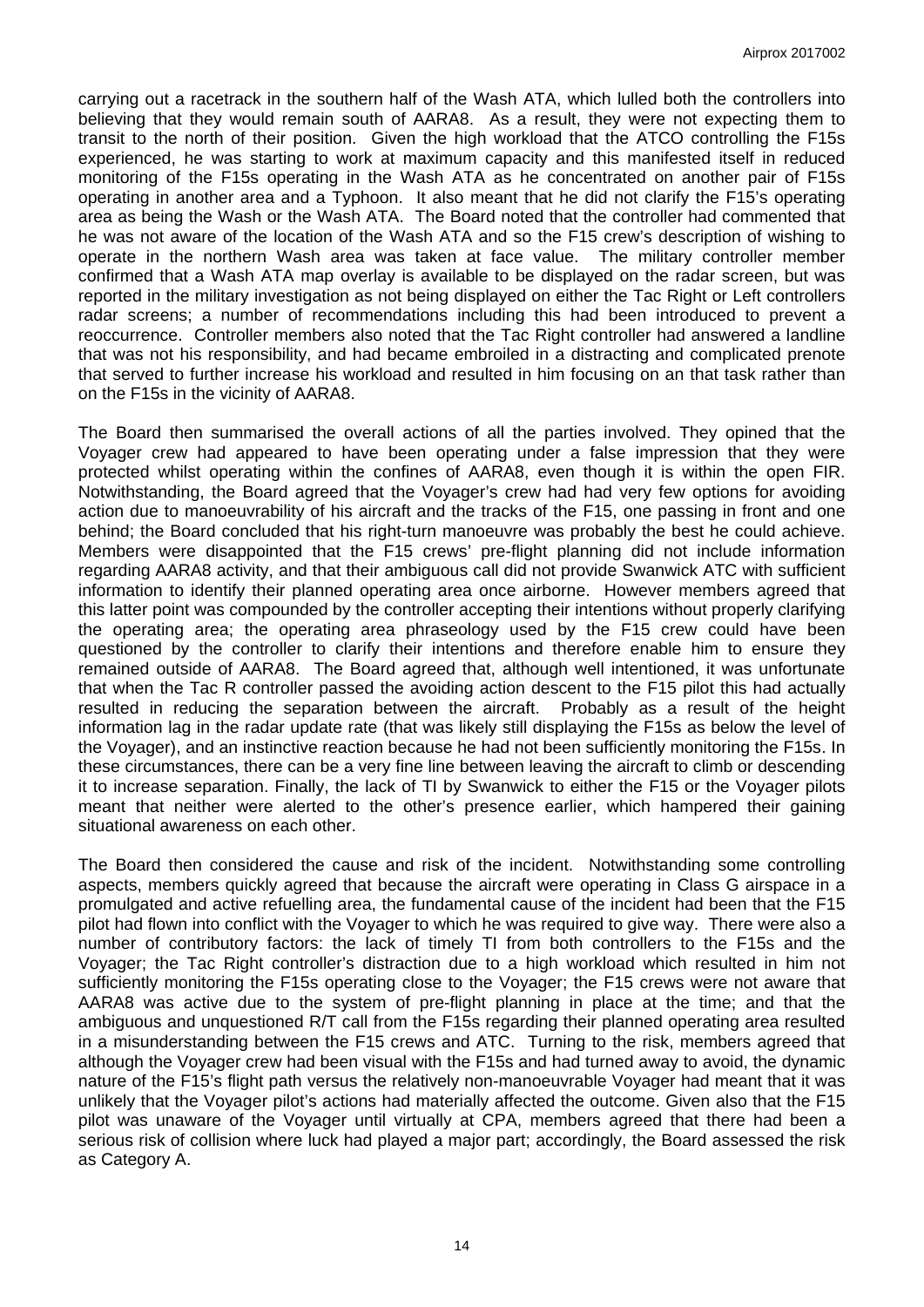carrying out a racetrack in the southern half of the Wash ATA, which lulled both the controllers into believing that they would remain south of AARA8. As a result, they were not expecting them to transit to the north of their position. Given the high workload that the ATCO controlling the F15s experienced, he was starting to work at maximum capacity and this manifested itself in reduced monitoring of the F15s operating in the Wash ATA as he concentrated on another pair of F15s operating in another area and a Typhoon. It also meant that he did not clarify the F15's operating area as being the Wash or the Wash ATA. The Board noted that the controller had commented that he was not aware of the location of the Wash ATA and so the F15 crew's description of wishing to operate in the northern Wash area was taken at face value. The military controller member confirmed that a Wash ATA map overlay is available to be displayed on the radar screen, but was reported in the military investigation as not being displayed on either the Tac Right or Left controllers radar screens; a number of recommendations including this had been introduced to prevent a reoccurrence. Controller members also noted that the Tac Right controller had answered a landline that was not his responsibility, and had became embroiled in a distracting and complicated prenote that served to further increase his workload and resulted in him focusing on an that task rather than on the F15s in the vicinity of AARA8.

The Board then summarised the overall actions of all the parties involved. They opined that the Voyager crew had appeared to have been operating under a false impression that they were protected whilst operating within the confines of AARA8, even though it is within the open FIR. Notwithstanding, the Board agreed that the Voyager's crew had had very few options for avoiding action due to manoeuvrability of his aircraft and the tracks of the F15, one passing in front and one behind; the Board concluded that his right-turn manoeuvre was probably the best he could achieve. Members were disappointed that the F15 crews' pre-flight planning did not include information regarding AARA8 activity, and that their ambiguous call did not provide Swanwick ATC with sufficient information to identify their planned operating area once airborne. However members agreed that this latter point was compounded by the controller accepting their intentions without properly clarifying the operating area; the operating area phraseology used by the F15 crew could have been questioned by the controller to clarify their intentions and therefore enable him to ensure they remained outside of AARA8. The Board agreed that, although well intentioned, it was unfortunate that when the Tac R controller passed the avoiding action descent to the F15 pilot this had actually resulted in reducing the separation between the aircraft. Probably as a result of the height information lag in the radar update rate (that was likely still displaying the F15s as below the level of the Voyager), and an instinctive reaction because he had not been sufficiently monitoring the F15s. In these circumstances, there can be a very fine line between leaving the aircraft to climb or descending it to increase separation. Finally, the lack of TI by Swanwick to either the F15 or the Voyager pilots meant that neither were alerted to the other's presence earlier, which hampered their gaining situational awareness on each other.

The Board then considered the cause and risk of the incident. Notwithstanding some controlling aspects, members quickly agreed that because the aircraft were operating in Class G airspace in a promulgated and active refuelling area, the fundamental cause of the incident had been that the F15 pilot had flown into conflict with the Voyager to which he was required to give way. There were also a number of contributory factors: the lack of timely TI from both controllers to the F15s and the Voyager; the Tac Right controller's distraction due to a high workload which resulted in him not sufficiently monitoring the F15s operating close to the Voyager; the F15 crews were not aware that AARA8 was active due to the system of pre-flight planning in place at the time; and that the ambiguous and unquestioned R/T call from the F15s regarding their planned operating area resulted in a misunderstanding between the F15 crews and ATC. Turning to the risk, members agreed that although the Voyager crew had been visual with the F15s and had turned away to avoid, the dynamic nature of the F15's flight path versus the relatively non-manoeuvrable Voyager had meant that it was unlikely that the Voyager pilot's actions had materially affected the outcome. Given also that the F15 pilot was unaware of the Voyager until virtually at CPA, members agreed that there had been a serious risk of collision where luck had played a major part; accordingly, the Board assessed the risk as Category A.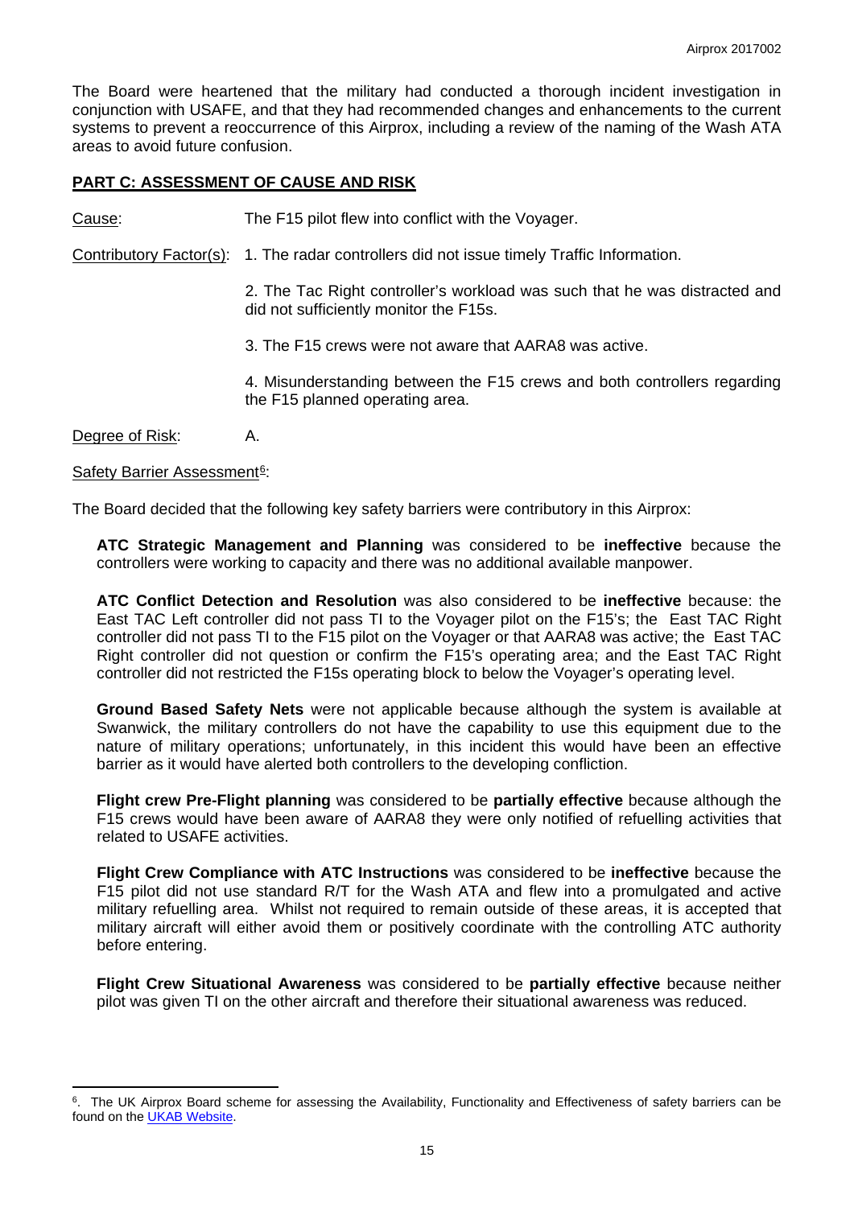The Board were heartened that the military had conducted a thorough incident investigation in conjunction with USAFE, and that they had recommended changes and enhancements to the current systems to prevent a reoccurrence of this Airprox, including a review of the naming of the Wash ATA areas to avoid future confusion.

## PART C: ASSESSMENT OF CAUSE AND RISK

Cause: The F15 pilot flew into conflict with the Voyager.

Contributory Factor(s):

1. The radar controllers did not issue timely Traffic Information.
2. The Tac Right controller's workload was such that he was distracted and did not sufficiently monitor the F15s.
3. The F15 crews were not aware that AARA8 was active.
4. Misunderstanding between the F15 crews and both controllers regarding the F15 planned operating area.

Degree of Risk: A.

Safety Barrier Assessment[6]:

The Board decided that the following key safety barriers were contributory in this Airprox:

**ATC Strategic Management and Planning** was considered to be **ineffective** because the controllers were working to capacity and there was no additional available manpower.

**ATC Conflict Detection and Resolution** was also considered to be **ineffective** because: the East TAC Left controller did not pass TI to the Voyager pilot on the F15's; the East TAC Right controller did not pass TI to the F15 pilot on the Voyager or that AARA8 was active; the East TAC Right controller did not question or confirm the F15's operating area; and the East TAC Right controller did not restricted the F15s operating block to below the Voyager's operating level.

**Ground Based Safety Nets** were not applicable because although the system is available at Swanwick, the military controllers do not have the capability to use this equipment due to the nature of military operations; unfortunately, in this incident this would have been an effective barrier as it would have alerted both controllers to the developing confliction.

**Flight crew Pre-Flight planning** was considered to be **partially effective** because although the F15 crews would have been aware of AARA8 they were only notified of refuelling activities that related to USAFE activities.

**Flight Crew Compliance with ATC Instructions** was considered to be **ineffective** because the F15 pilot did not use standard R/T for the Wash ATA and flew into a promulgated and active military refuelling area. Whilst not required to remain outside of these areas, it is accepted that military aircraft will either avoid them or positively coordinate with the controlling ATC authority before entering.

**Flight Crew Situational Awareness** was considered to be **partially effective** because neither pilot was given TI on the other aircraft and therefore their situational awareness was reduced.

---

[6]. The UK Airprox Board scheme for assessing the Availability, Functionality and Effectiveness of safety barriers can be found on the UKAB Website.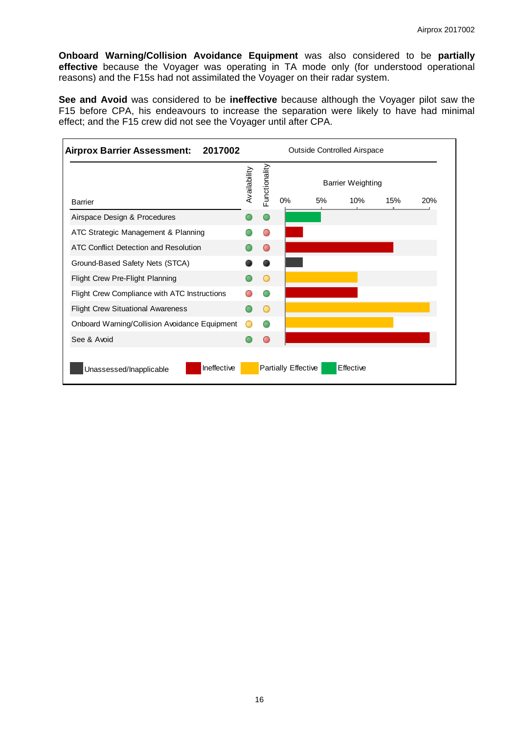**Onboard Warning/Collision Avoidance Equipment** was also considered to be **partially effective** because the Voyager was operating in TA mode only (for understood operational reasons) and the F15s had not assimilated the Voyager on their radar system.

**See and Avoid** was considered to be **ineffective** because although the Voyager pilot saw the F15 before CPA, his endeavours to increase the separation were likely to have had minimal effect; and the F15 crew did not see the Voyager until after CPA.

**Airprox Barrier Assessment: 2017002**

Outside Controlled Airspace

Barrier
Availability
Functionality
Barrier Weighting
0% 5% 10% 15% 20%

Airspace Design & Procedures
ATC Strategic Management & Planning
ATC Conflict Detection and Resolution
Ground-Based Safety Nets (STCA)
Flight Crew Pre-Flight Planning
Flight Crew Compliance with ATC Instructions
Flight Crew Situational Awareness
Onboard Warning/Collision Avoidance Equipment
See & Avoid

Unassessed/Inapplicable
Ineffective
Partially Effective
Effective